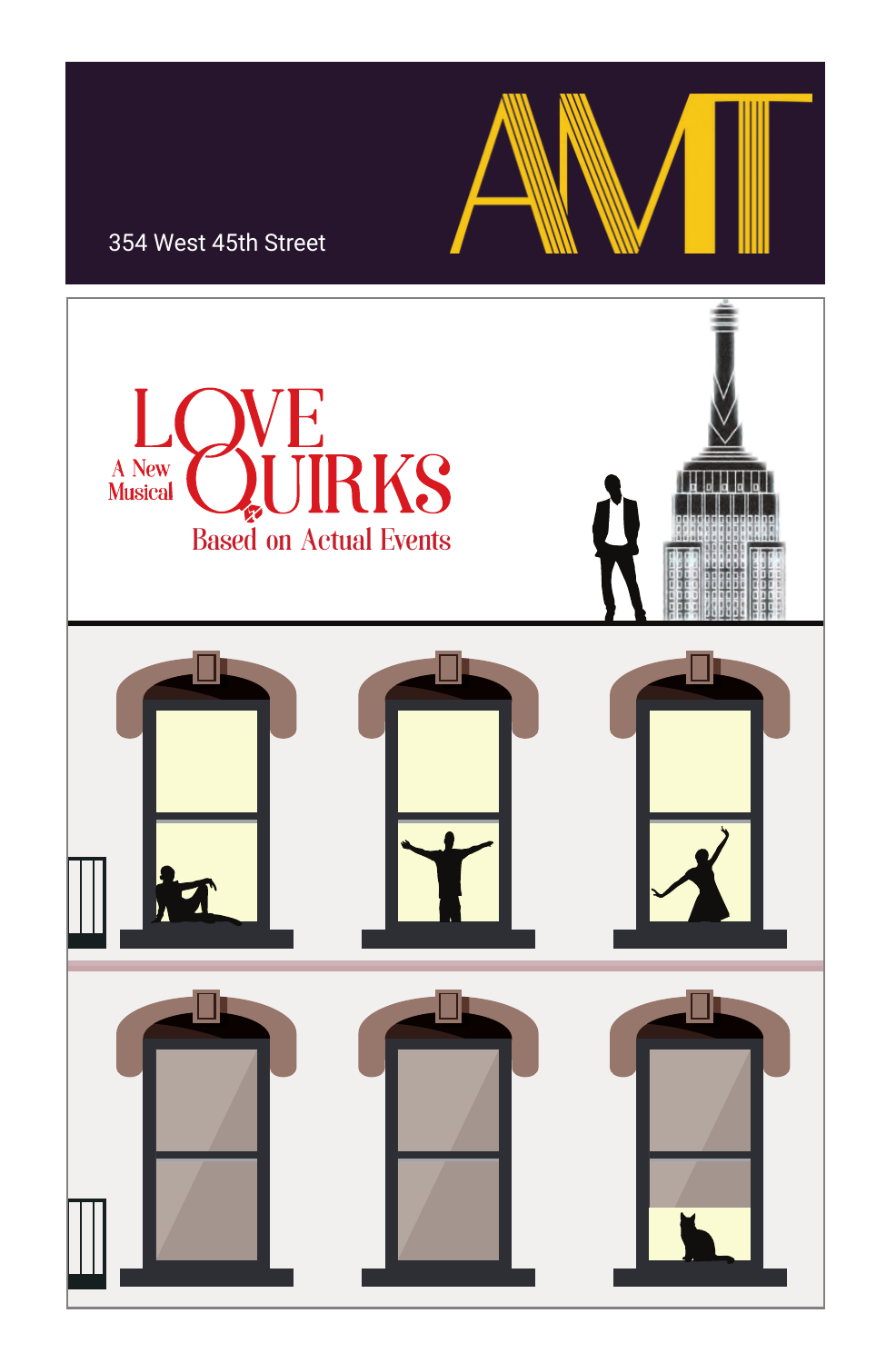354 West 45th Street

AMT

# LOVE QUIRKS

A New Musical

Based on Actual Events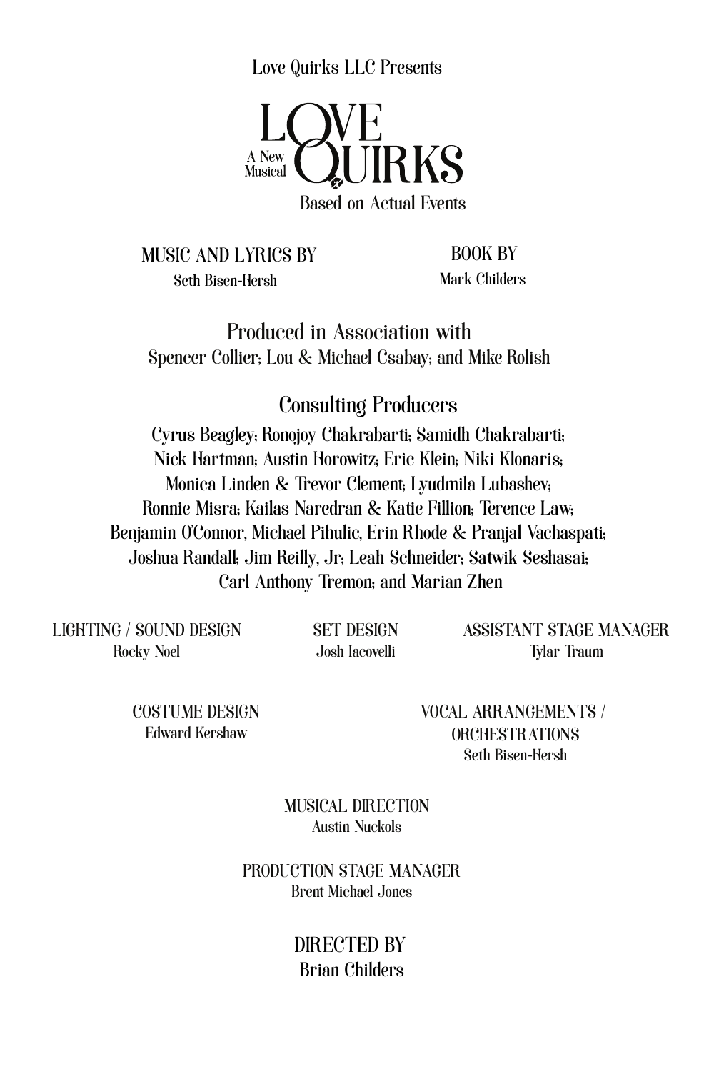Love Quirks LLC Presents

# LOVE QUIRKS

A New Musical

Based on Actual Events

MUSIC AND LYRICS BY
Seth Bisen-Hersh

BOOK BY
Mark Childers

## Produced in Association with

Spencer Collier; Lou & Michael Csabay; and Mike Rolish

## Consulting Producers

Cyrus Beagley; Ronojoy Chakrabarti; Samidh Chakrabarti; Nick Hartman; Austin Horowitz; Eric Klein; Niki Klonaris; Monica Linden & Trevor Clement; Lyudmila Lubashev; Ronnie Misra; Kailas Naredran & Katie Fillion; Terence Law; Benjamin O'Connor, Michael Pihulic, Erin Rhode & Pranjal Vachaspati; Joshua Randall; Jim Reilly, Jr; Leah Schneider; Satwik Seshasai; Carl Anthony Tremon; and Marian Zhen

LIGHTING / SOUND DESIGN
Rocky Noel

SET DESIGN
Josh Iacovelli

ASSISTANT STAGE MANAGER
Tylar Traum

COSTUME DESIGN
Edward Kershaw

VOCAL ARRANGEMENTS / ORCHESTRATIONS
Seth Bisen-Hersh

MUSICAL DIRECTION
Austin Nuckols

PRODUCTION STAGE MANAGER
Brent Michael Jones

DIRECTED BY
Brian Childers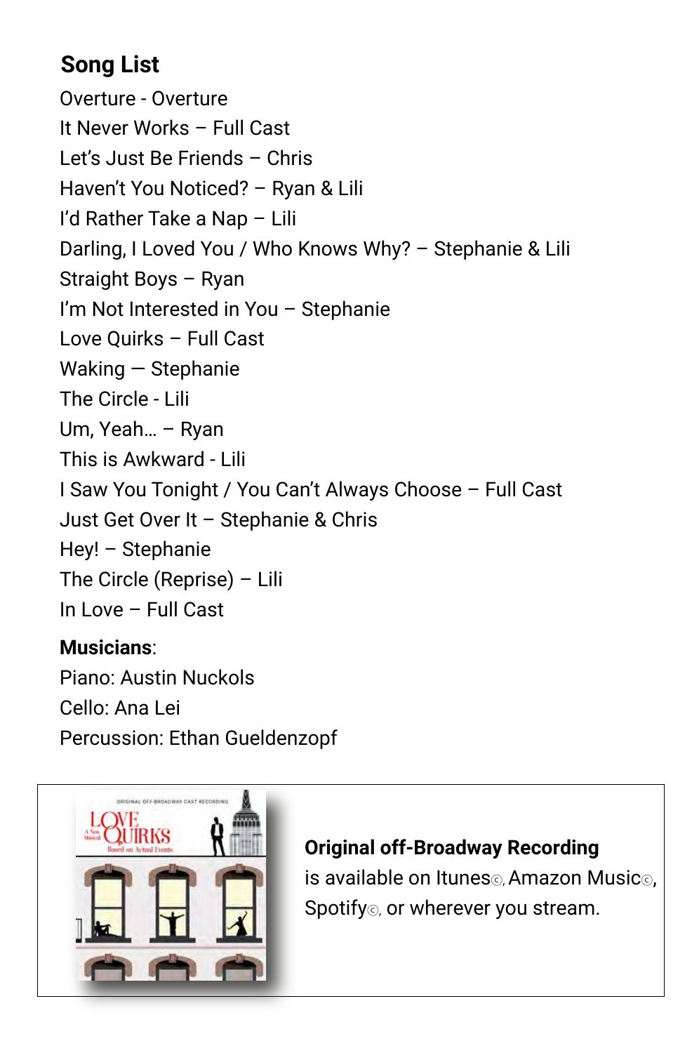## Song List

Overture - Overture
It Never Works – Full Cast
Let's Just Be Friends – Chris
Haven't You Noticed? – Ryan & Lili
I'd Rather Take a Nap – Lili
Darling, I Loved You / Who Knows Why? – Stephanie & Lili
Straight Boys – Ryan
I'm Not Interested in You – Stephanie
Love Quirks – Full Cast
Waking — Stephanie
The Circle - Lili
Um, Yeah… – Ryan
This is Awkward - Lili
I Saw You Tonight / You Can't Always Choose – Full Cast
Just Get Over It – Stephanie & Chris
Hey! – Stephanie
The Circle (Reprise) – Lili
In Love – Full Cast

**Musicians**:
Piano: Austin Nuckols
Cello: Ana Lei
Percussion: Ethan Gueldenzopf

**Original off-Broadway Recording** is available on Itunes©, Amazon Music©, Spotify©, or wherever you stream.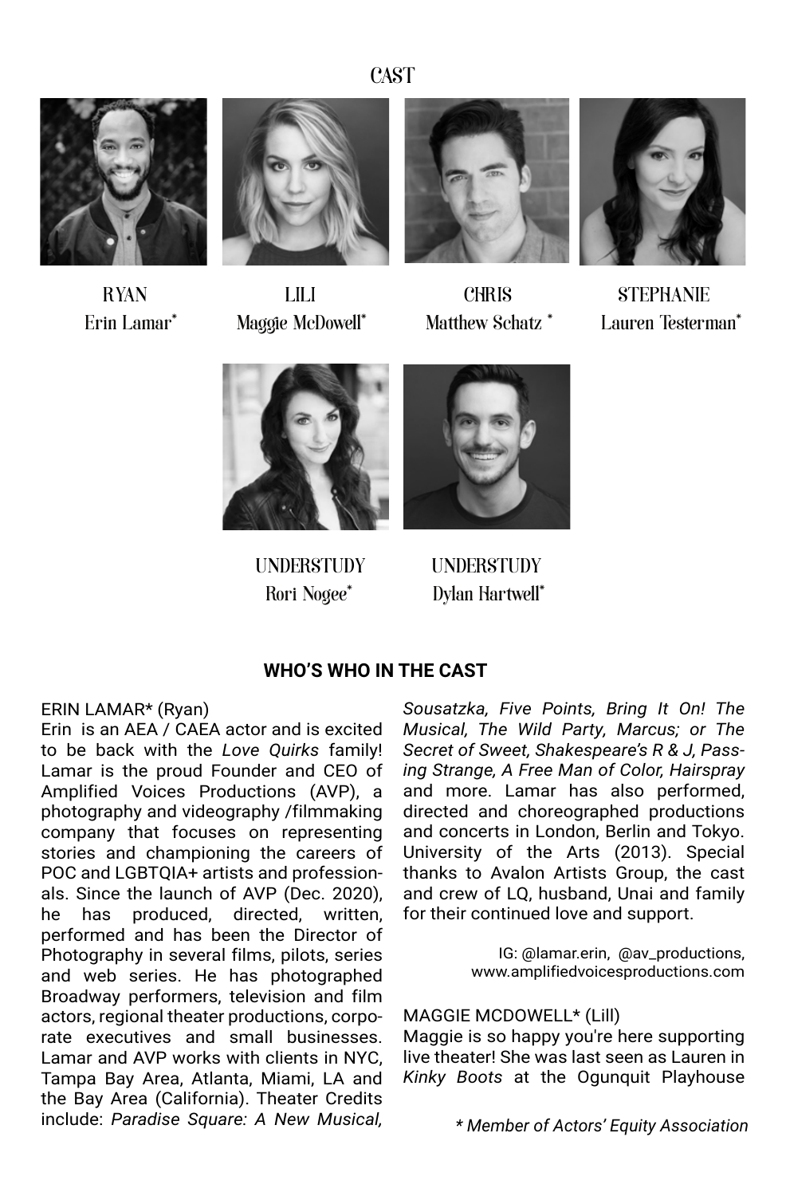# CAST

RYAN
Erin Lamar*

LILI
Maggie McDowell*

CHRIS
Matthew Schatz *

STEPHANIE
Lauren Testerman*

UNDERSTUDY
Rori Nogee*

UNDERSTUDY
Dylan Hartwell*

## WHO'S WHO IN THE CAST

ERIN LAMAR* (Ryan)
Erin is an AEA / CAEA actor and is excited to be back with the *Love Quirks* family! Lamar is the proud Founder and CEO of Amplified Voices Productions (AVP), a photography and videography /filmmaking company that focuses on representing stories and championing the careers of POC and LGBTQIA+ artists and professionals. Since the launch of AVP (Dec. 2020), he has produced, directed, written, performed and has been the Director of Photography in several films, pilots, series and web series. He has photographed Broadway performers, television and film actors, regional theater productions, corporate executives and small businesses. Lamar and AVP works with clients in NYC, Tampa Bay Area, Atlanta, Miami, LA and the Bay Area (California). Theater Credits include: *Paradise Square: A New Musical, Sousatzka, Five Points, Bring It On! The Musical, The Wild Party, Marcus; or The Secret of Sweet, Shakespeare's R & J, Passing Strange, A Free Man of Color, Hairspray* and more. Lamar has also performed, directed and choreographed productions and concerts in London, Berlin and Tokyo. University of the Arts (2013). Special thanks to Avalon Artists Group, the cast and crew of LQ, husband, Unai and family for their continued love and support.

IG: @lamar.erin, @av_productions, www.amplifiedvoicesproductions.com

MAGGIE MCDOWELL* (Lill)
Maggie is so happy you're here supporting live theater! She was last seen as Lauren in *Kinky Boots* at the Ogunquit Playhouse

*\* Member of Actors' Equity Association*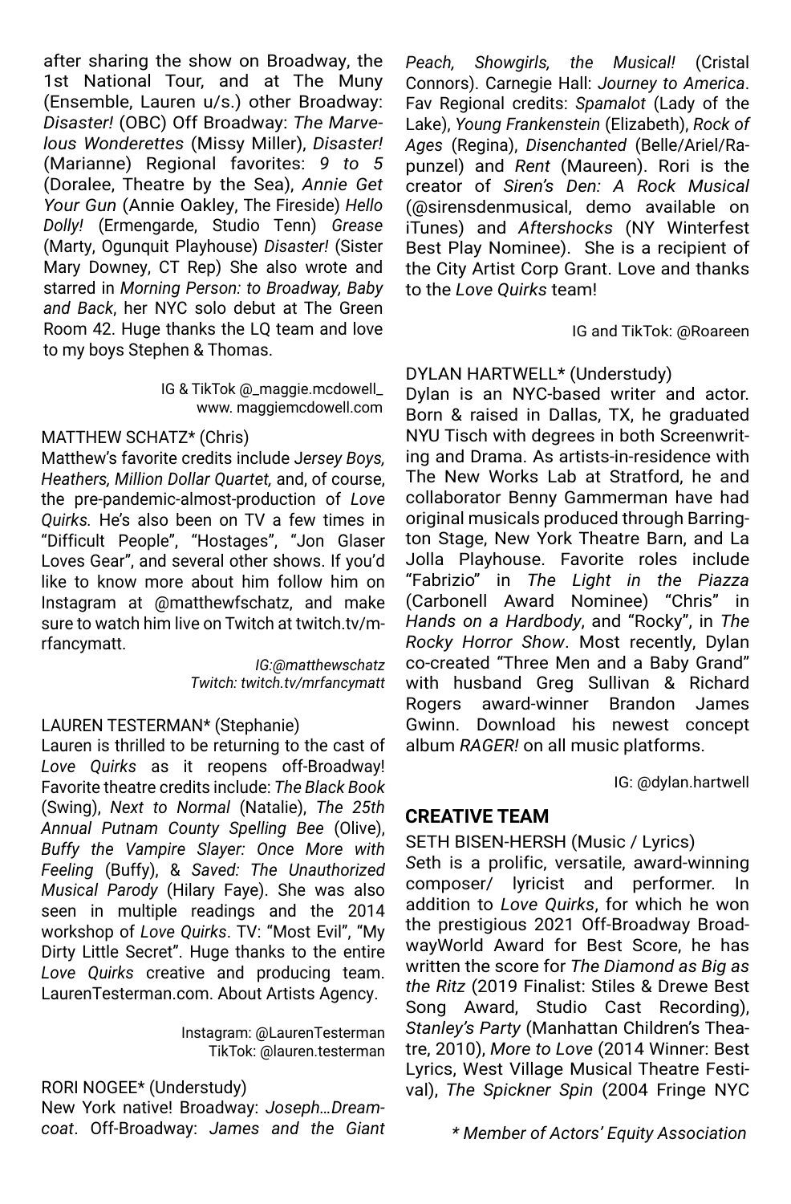after sharing the show on Broadway, the 1st National Tour, and at The Muny (Ensemble, Lauren u/s.) other Broadway: *Disaster!* (OBC) Off Broadway: *The Marvelous Wonderettes* (Missy Miller), *Disaster!* (Marianne) Regional favorites: *9 to 5* (Doralee, Theatre by the Sea), *Annie Get Your Gun* (Annie Oakley, The Fireside) *Hello Dolly!* (Ermengarde, Studio Tenn) *Grease* (Marty, Ogunquit Playhouse) *Disaster!* (Sister Mary Downey, CT Rep) She also wrote and starred in *Morning Person: to Broadway, Baby and Back*, her NYC solo debut at The Green Room 42. Huge thanks the LQ team and love to my boys Stephen & Thomas.

IG & TikTok @_maggie.mcdowell_
www. maggiemcdowell.com

MATTHEW SCHATZ* (Chris)
Matthew's favorite credits include *Jersey Boys, Heathers, Million Dollar Quartet,* and, of course, the pre-pandemic-almost-production of *Love Quirks.* He's also been on TV a few times in "Difficult People", "Hostages", "Jon Glaser Loves Gear", and several other shows. If you'd like to know more about him follow him on Instagram at @matthewfschatz, and make sure to watch him live on Twitch at twitch.tv/mrfancymatt.

*IG:@matthewschatz*
*Twitch: twitch.tv/mrfancymatt*

LAUREN TESTERMAN* (Stephanie)
Lauren is thrilled to be returning to the cast of *Love Quirks* as it reopens off-Broadway! Favorite theatre credits include: *The Black Book* (Swing), *Next to Normal* (Natalie), *The 25th Annual Putnam County Spelling Bee* (Olive), *Buffy the Vampire Slayer: Once More with Feeling* (Buffy), & *Saved: The Unauthorized Musical Parody* (Hilary Faye). She was also seen in multiple readings and the 2014 workshop of *Love Quirks*. TV: "Most Evil", "My Dirty Little Secret". Huge thanks to the entire *Love Quirks* creative and producing team. LaurenTesterman.com. About Artists Agency.

Instagram: @LaurenTesterman
TikTok: @lauren.testerman

RORI NOGEE* (Understudy)
New York native! Broadway: *Joseph…Dreamcoat*. Off-Broadway: *James and the Giant Peach, Showgirls, the Musical!* (Cristal Connors). Carnegie Hall: *Journey to America*. Fav Regional credits: *Spamalot* (Lady of the Lake), *Young Frankenstein* (Elizabeth), *Rock of Ages* (Regina), *Disenchanted* (Belle/Ariel/Rapunzel) and *Rent* (Maureen). Rori is the creator of *Siren's Den: A Rock Musical* (@sirensdenmusical, demo available on iTunes) and *Aftershocks* (NY Winterfest Best Play Nominee). She is a recipient of the City Artist Corp Grant. Love and thanks to the *Love Quirks* team!

IG and TikTok: @Roareen

DYLAN HARTWELL* (Understudy)
Dylan is an NYC-based writer and actor. Born & raised in Dallas, TX, he graduated NYU Tisch with degrees in both Screenwriting and Drama. As artists-in-residence with The New Works Lab at Stratford, he and collaborator Benny Gammerman have had original musicals produced through Barrington Stage, New York Theatre Barn, and La Jolla Playhouse. Favorite roles include "Fabrizio" in *The Light in the Piazza* (Carbonell Award Nominee) "Chris" in *Hands on a Hardbody*, and "Rocky", in *The Rocky Horror Show*. Most recently, Dylan co-created "Three Men and a Baby Grand" with husband Greg Sullivan & Richard Rogers award-winner Brandon James Gwinn. Download his newest concept album *RAGER!* on all music platforms.

IG: @dylan.hartwell

## CREATIVE TEAM

SETH BISEN-HERSH (Music / Lyrics)
Seth is a prolific, versatile, award-winning composer/ lyricist and performer. In addition to *Love Quirks*, for which he won the prestigious 2021 Off-Broadway BroadwayWorld Award for Best Score, he has written the score for *The Diamond as Big as the Ritz* (2019 Finalist: Stiles & Drewe Best Song Award, Studio Cast Recording), *Stanley's Party* (Manhattan Children's Theatre, 2010), *More to Love* (2014 Winner: Best Lyrics, West Village Musical Theatre Festival), *The Spickner Spin* (2004 Fringe NYC

*\* Member of Actors' Equity Association*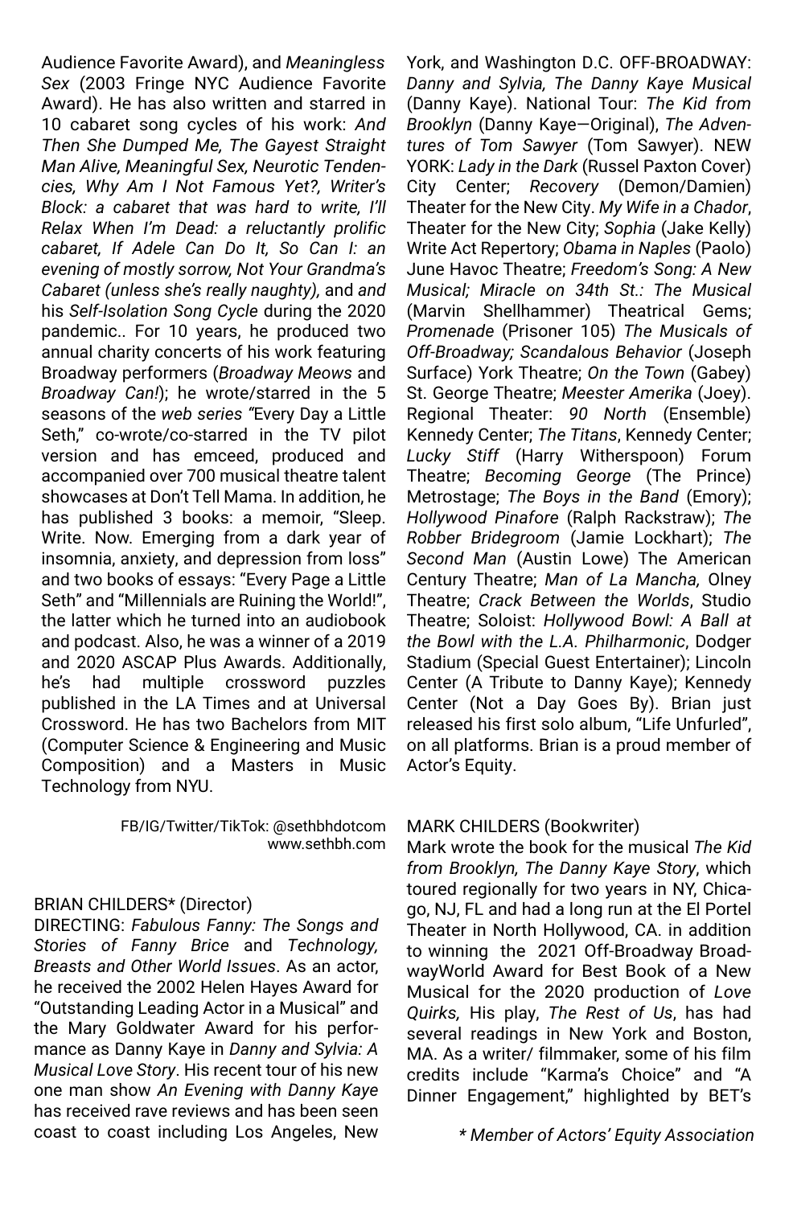Audience Favorite Award), and *Meaningless Sex* (2003 Fringe NYC Audience Favorite Award). He has also written and starred in 10 cabaret song cycles of his work: *And Then She Dumped Me, The Gayest Straight Man Alive, Meaningful Sex, Neurotic Tendencies, Why Am I Not Famous Yet?, Writer's Block: a cabaret that was hard to write, I'll Relax When I'm Dead: a reluctantly prolific cabaret, If Adele Can Do It, So Can I: an evening of mostly sorrow, Not Your Grandma's Cabaret (unless she's really naughty),* and *and* his *Self-Isolation Song Cycle* during the 2020 pandemic.. For 10 years, he produced two annual charity concerts of his work featuring Broadway performers (*Broadway Meows* and *Broadway Can!*); he wrote/starred in the 5 seasons of the *web series "*Every Day a Little Seth," co-wrote/co-starred in the TV pilot version and has emceed, produced and accompanied over 700 musical theatre talent showcases at Don't Tell Mama. In addition, he has published 3 books: a memoir, "Sleep. Write. Now. Emerging from a dark year of insomnia, anxiety, and depression from loss" and two books of essays: "Every Page a Little Seth" and "Millennials are Ruining the World!", the latter which he turned into an audiobook and podcast. Also, he was a winner of a 2019 and 2020 ASCAP Plus Awards. Additionally, he's had multiple crossword puzzles published in the LA Times and at Universal Crossword. He has two Bachelors from MIT (Computer Science & Engineering and Music Composition) and a Masters in Music Technology from NYU.

FB/IG/Twitter/TikTok: @sethbhdotcom
www.sethbh.com

BRIAN CHILDERS* (Director)
DIRECTING: *Fabulous Fanny: The Songs and Stories of Fanny Brice* and *Technology, Breasts and Other World Issues*. As an actor, he received the 2002 Helen Hayes Award for "Outstanding Leading Actor in a Musical" and the Mary Goldwater Award for his performance as Danny Kaye in *Danny and Sylvia: A Musical Love Story*. His recent tour of his new one man show *An Evening with Danny Kaye* has received rave reviews and has been seen coast to coast including Los Angeles, New York, and Washington D.C. OFF-BROADWAY: *Danny and Sylvia, The Danny Kaye Musical* (Danny Kaye). National Tour: *The Kid from Brooklyn* (Danny Kaye—Original), *The Adventures of Tom Sawyer* (Tom Sawyer). NEW YORK: *Lady in the Dark* (Russel Paxton Cover) City Center; *Recovery* (Demon/Damien) Theater for the New City. *My Wife in a Chador*, Theater for the New City; *Sophia* (Jake Kelly) Write Act Repertory; *Obama in Naples* (Paolo) June Havoc Theatre; *Freedom's Song: A New Musical; Miracle on 34th St.: The Musical* (Marvin Shellhammer) Theatrical Gems; *Promenade* (Prisoner 105) *The Musicals of Off-Broadway; Scandalous Behavior* (Joseph Surface) York Theatre; *On the Town* (Gabey) St. George Theatre; *Meester Amerika* (Joey). Regional Theater: *90 North* (Ensemble) Kennedy Center; *The Titans*, Kennedy Center; *Lucky Stiff* (Harry Witherspoon) Forum Theatre; *Becoming George* (The Prince) Metrostage; *The Boys in the Band* (Emory); *Hollywood Pinafore* (Ralph Rackstraw); *The Robber Bridegroom* (Jamie Lockhart); *The Second Man* (Austin Lowe) The American Century Theatre; *Man of La Mancha,* Olney Theatre; *Crack Between the Worlds*, Studio Theatre; Soloist: *Hollywood Bowl: A Ball at the Bowl with the L.A. Philharmonic*, Dodger Stadium (Special Guest Entertainer); Lincoln Center (A Tribute to Danny Kaye); Kennedy Center (Not a Day Goes By). Brian just released his first solo album, "Life Unfurled", on all platforms. Brian is a proud member of Actor's Equity.

MARK CHILDERS (Bookwriter)
Mark wrote the book for the musical *The Kid from Brooklyn, The Danny Kaye Story*, which toured regionally for two years in NY, Chicago, NJ, FL and had a long run at the El Portel Theater in North Hollywood, CA. in addition to winning the 2021 Off-Broadway BroadwayWorld Award for Best Book of a New Musical for the 2020 production of *Love Quirks,* His play, *The Rest of Us*, has had several readings in New York and Boston, MA. As a writer/ filmmaker, some of his film credits include "Karma's Choice" and "A Dinner Engagement," highlighted by BET's

*\* Member of Actors' Equity Association*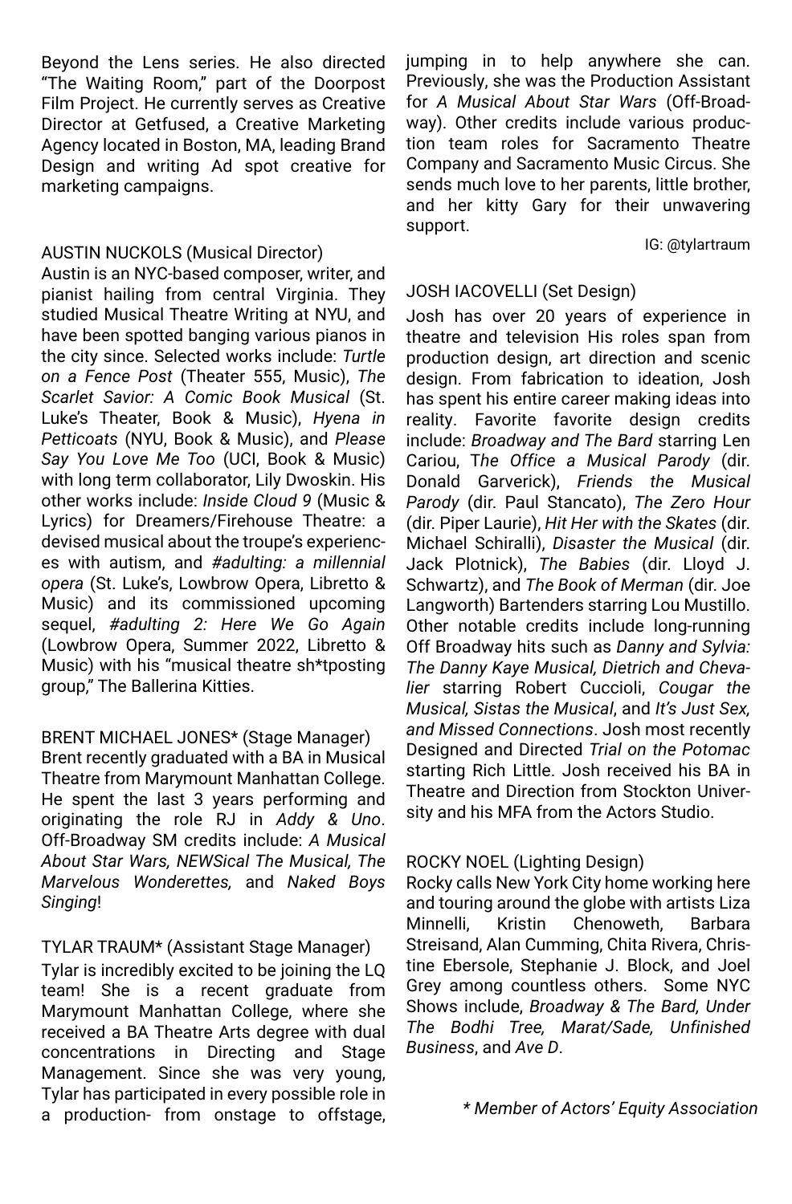Beyond the Lens series. He also directed "The Waiting Room," part of the Doorpost Film Project. He currently serves as Creative Director at Getfused, a Creative Marketing Agency located in Boston, MA, leading Brand Design and writing Ad spot creative for marketing campaigns.

AUSTIN NUCKOLS (Musical Director)
Austin is an NYC-based composer, writer, and pianist hailing from central Virginia. They studied Musical Theatre Writing at NYU, and have been spotted banging various pianos in the city since. Selected works include: *Turtle on a Fence Post* (Theater 555, Music), *The Scarlet Savior: A Comic Book Musical* (St. Luke's Theater, Book & Music), *Hyena in Petticoats* (NYU, Book & Music), and *Please Say You Love Me Too* (UCI, Book & Music) with long term collaborator, Lily Dwoskin. His other works include: *Inside Cloud 9* (Music & Lyrics) for Dreamers/Firehouse Theatre: a devised musical about the troupe's experiences with autism, and *#adulting: a millennial opera* (St. Luke's, Lowbrow Opera, Libretto & Music) and its commissioned upcoming sequel, *#adulting 2: Here We Go Again* (Lowbrow Opera, Summer 2022, Libretto & Music) with his "musical theatre sh*tposting group," The Ballerina Kitties.

BRENT MICHAEL JONES* (Stage Manager)
Brent recently graduated with a BA in Musical Theatre from Marymount Manhattan College. He spent the last 3 years performing and originating the role RJ in *Addy & Uno*. Off-Broadway SM credits include: *A Musical About Star Wars, NEWSical The Musical, The Marvelous Wonderettes,* and *Naked Boys Singing*!

TYLAR TRAUM* (Assistant Stage Manager)
Tylar is incredibly excited to be joining the LQ team! She is a recent graduate from Marymount Manhattan College, where she received a BA Theatre Arts degree with dual concentrations in Directing and Stage Management. Since she was very young, Tylar has participated in every possible role in a production- from onstage to offstage, jumping in to help anywhere she can. Previously, she was the Production Assistant for *A Musical About Star Wars* (Off-Broadway). Other credits include various production team roles for Sacramento Theatre Company and Sacramento Music Circus. She sends much love to her parents, little brother, and her kitty Gary for their unwavering support.

IG: @tylartraum

JOSH IACOVELLI (Set Design)
Josh has over 20 years of experience in theatre and television His roles span from production design, art direction and scenic design. From fabrication to ideation, Josh has spent his entire career making ideas into reality. Favorite favorite design credits include: *Broadway and The Bard* starring Len Cariou, T*he Office a Musical Parody* (dir. Donald Garverick), *Friends the Musical Parody* (dir. Paul Stancato), *The Zero Hour* (dir. Piper Laurie), *Hit Her with the Skates* (dir. Michael Schiralli), *Disaster the Musical* (dir. Jack Plotnick), *The Babies* (dir. Lloyd J. Schwartz), and *The Book of Merman* (dir. Joe Langworth) Bartenders starring Lou Mustillo. Other notable credits include long-running Off Broadway hits such as *Danny and Sylvia: The Danny Kaye Musical, Dietrich and Chevalier* starring Robert Cuccioli, *Cougar the Musical, Sistas the Musical*, and *It's Just Sex, and Missed Connections*. Josh most recently Designed and Directed *Trial on the Potomac* starting Rich Little. Josh received his BA in Theatre and Direction from Stockton University and his MFA from the Actors Studio.

ROCKY NOEL (Lighting Design)
Rocky calls New York City home working here and touring around the globe with artists Liza Minnelli, Kristin Chenoweth, Barbara Streisand, Alan Cumming, Chita Rivera, Christine Ebersole, Stephanie J. Block, and Joel Grey among countless others. Some NYC Shows include, *Broadway & The Bard, Under The Bodhi Tree, Marat/Sade, Unfinished Business*, and *Ave D*.

*\* Member of Actors' Equity Association*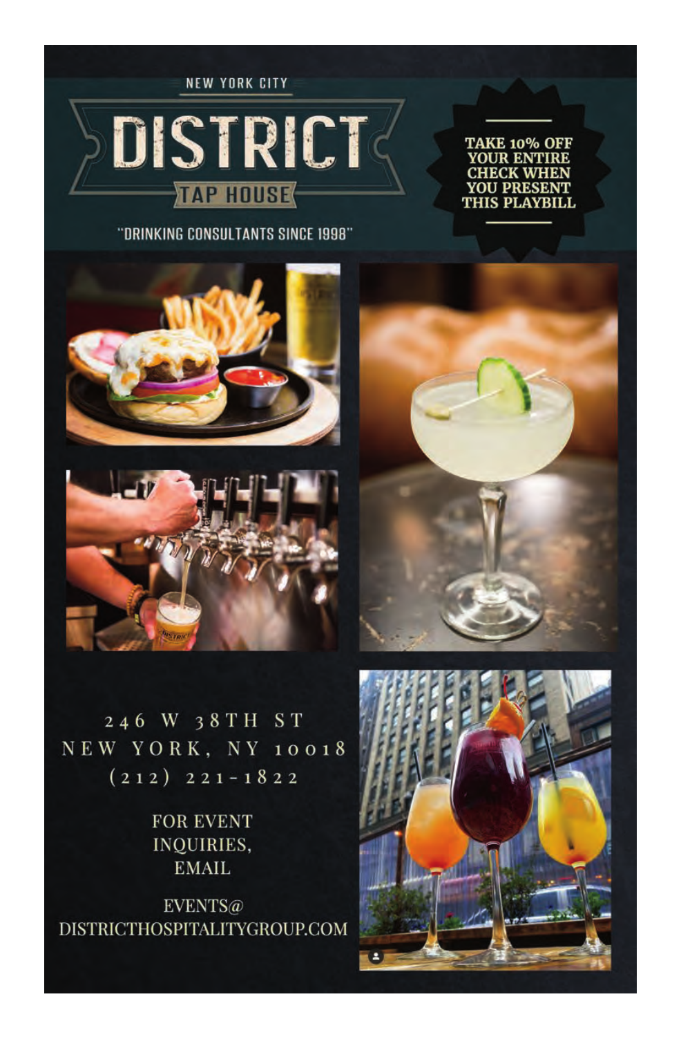NEW YORK CITY

# DISTRICT

## TAP HOUSE

"DRINKING CONSULTANTS SINCE 1998"

**TAKE 10% OFF YOUR ENTIRE CHECK WHEN YOU PRESENT THIS PLAYBILL**

246 W 38TH ST
NEW YORK, NY 10018
(212) 221-1822

FOR EVENT INQUIRIES, EMAIL

EVENTS@DISTRICTHOSPITALITYGROUP.COM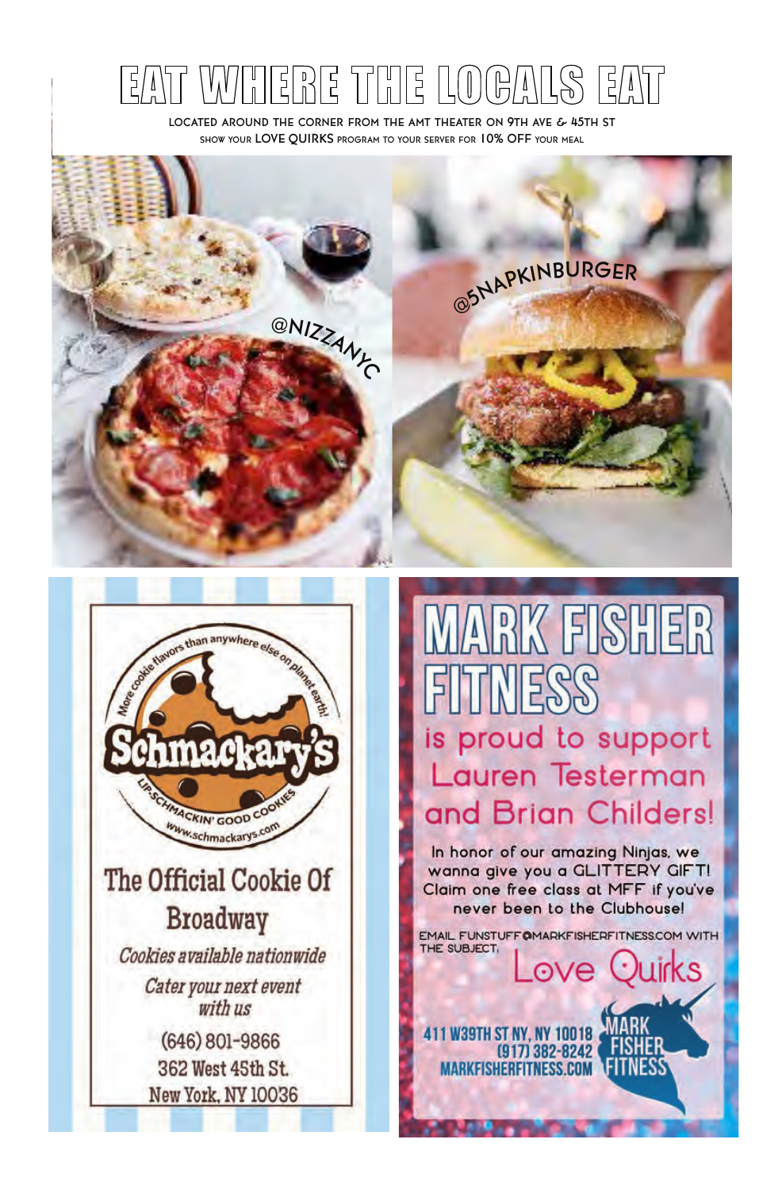# EAT WHERE THE LOCALS EAT

LOCATED AROUND THE CORNER FROM THE AMT THEATER ON 9TH AVE & 45TH ST

SHOW YOUR **LOVE QUIRKS** PROGRAM TO YOUR SERVER FOR **10% OFF** YOUR MEAL

@NIZZANYC

@5NAPKINBURGER

More cookie flavors than anywhere else on planet earth!

**Schmackary's**

LIP-SCHMACKIN' GOOD COOKIES

www.schmackarys.com

## The Official Cookie Of Broadway

*Cookies available nationwide*

*Cater your next event with us*

(646) 801-9866
362 West 45th St.
New York, NY 10036

## MARK FISHER FITNESS

is proud to support Lauren Testerman and Brian Childers!

In honor of our amazing Ninjas, we wanna give you a GLITTERY GIFT! Claim one free class at MFF if you've never been to the Clubhouse!

EMAIL FUNSTUFF@MARKFISHERFITNESS.COM WITH THE SUBJECT, Love Quirks

411 W39TH ST NY, NY 10018
(917) 382-8242
MARKFISHERFITNESS.COM

MARK FISHER FITNESS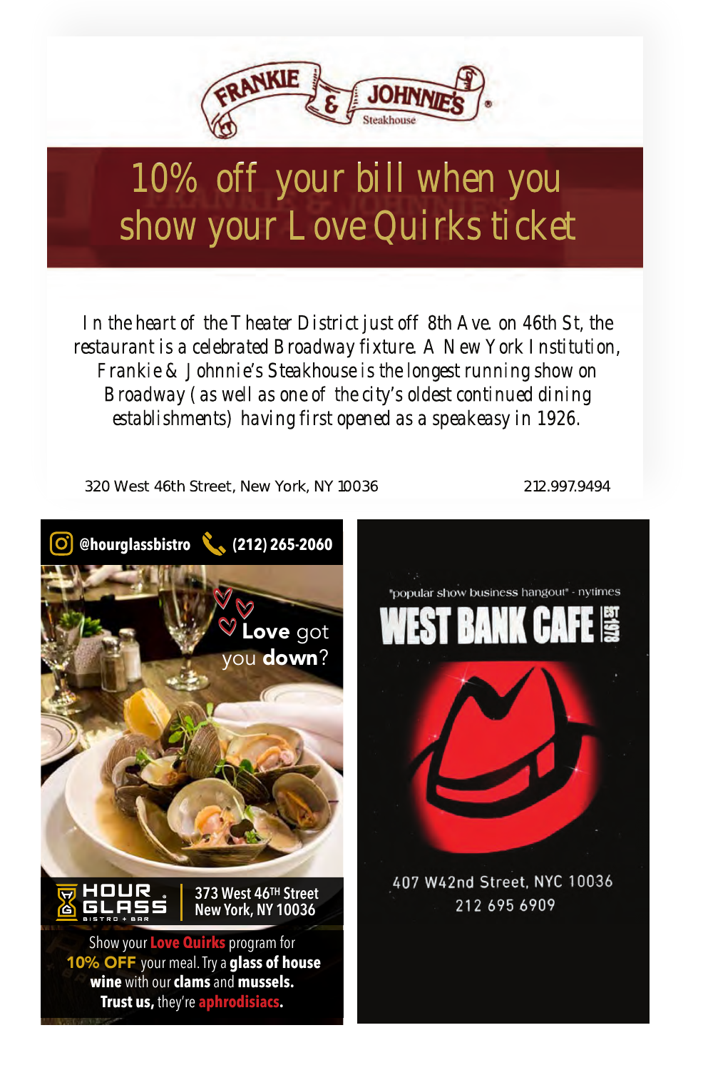# FRANKIE & JOHNNIE'S Steakhouse

## 10% off your bill when you show your Love Quirks ticket

In the heart of the Theater District just off 8th Ave. on 46th St, the restaurant is a celebrated Broadway fixture. A New York Institution, Frankie & Johnnie's Steakhouse is the longest running show on Broadway (as well as one of the city's oldest continued dining establishments) having first opened as a speakeasy in 1926.

320 West 46th Street, New York, NY 10036

212.997.9494

---

@hourglassbistro (212) 265-2060

Love got you **down**?

**HOUR GLASS** BISTRO + BAR

373 West 46TH Street
New York, NY 10036

Show your **Love Quirks** program for **10% OFF** your meal. Try a **glass of house wine** with our **clams** and **mussels. Trust us,** they're **aphrodisiacs.**

---

"popular show business hangout" - nytimes

# WEST BANK CAFE

EST 1978

407 W42nd Street, NYC 10036
212 695 6909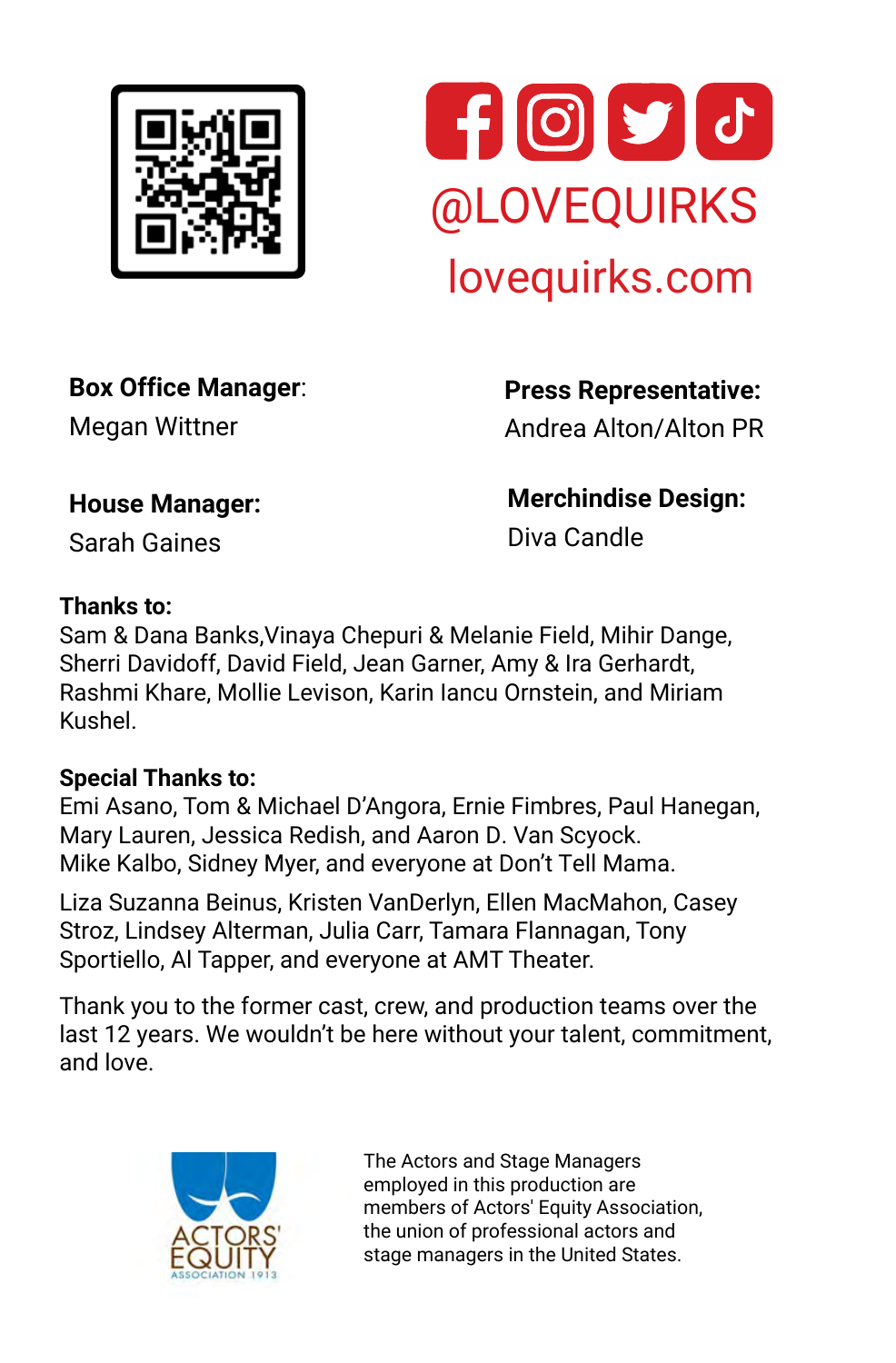@LOVEQUIRKS

lovequirks.com

**Box Office Manager**:
Megan Wittner

**Press Representative:**
Andrea Alton/Alton PR

**House Manager:**
Sarah Gaines

**Merchindise Design:**
Diva Candle

**Thanks to:**
Sam & Dana Banks,Vinaya Chepuri & Melanie Field, Mihir Dange, Sherri Davidoff, David Field, Jean Garner, Amy & Ira Gerhardt, Rashmi Khare, Mollie Levison, Karin Iancu Ornstein, and Miriam Kushel.

**Special Thanks to:**
Emi Asano, Tom & Michael D'Angora, Ernie Fimbres, Paul Hanegan, Mary Lauren, Jessica Redish, and Aaron D. Van Scyock.
Mike Kalbo, Sidney Myer, and everyone at Don't Tell Mama.

Liza Suzanna Beinus, Kristen VanDerlyn, Ellen MacMahon, Casey Stroz, Lindsey Alterman, Julia Carr, Tamara Flannagan, Tony Sportiello, Al Tapper, and everyone at AMT Theater.

Thank you to the former cast, crew, and production teams over the last 12 years. We wouldn't be here without your talent, commitment, and love.

ACTORS' EQUITY ASSOCIATION 1913

The Actors and Stage Managers employed in this production are members of Actors' Equity Association, the union of professional actors and stage managers in the United States.